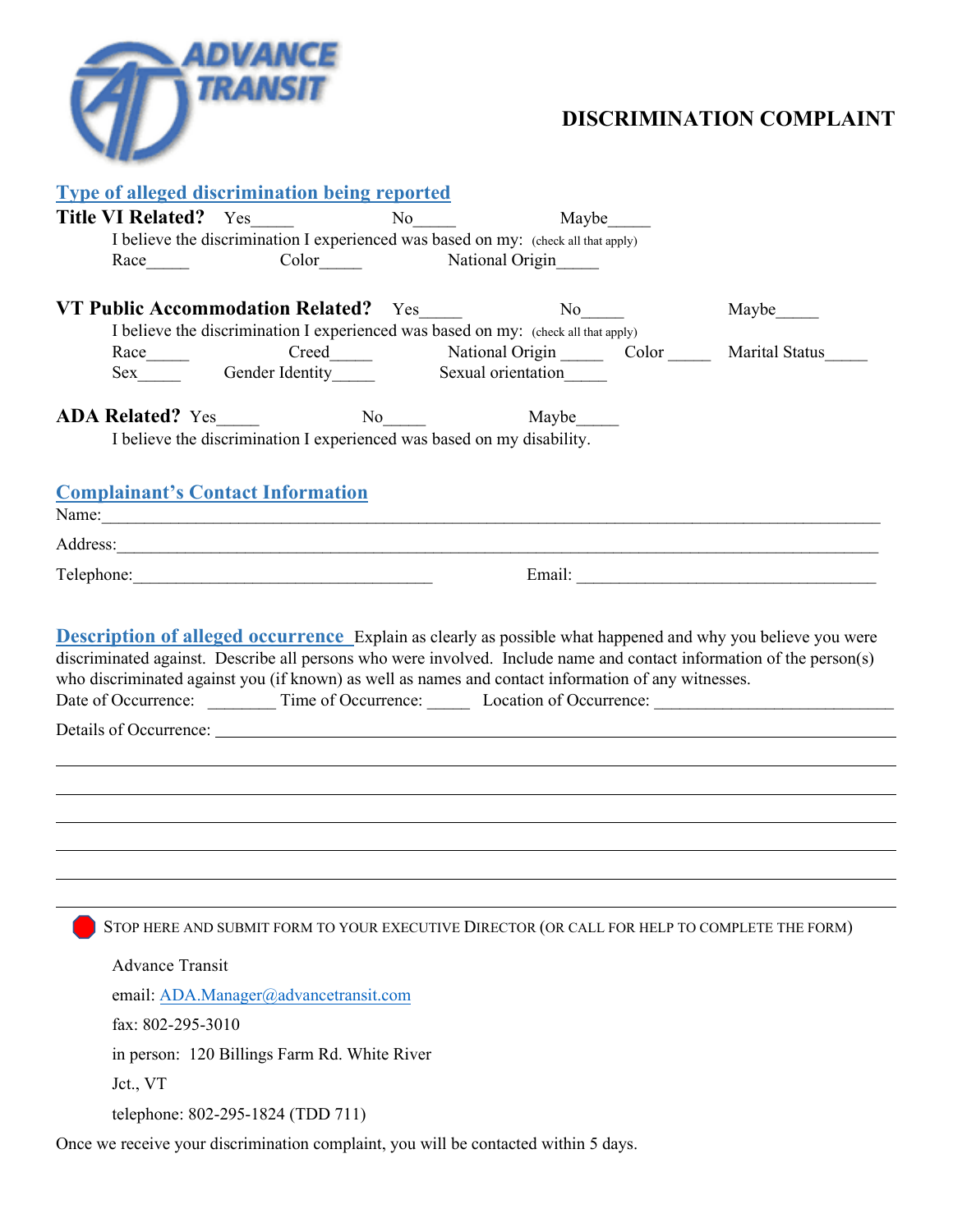ADVANCE TRANSIT

# DISCRIMINATION COMPLAINT

## Type of alleged discrimination being reported

**Title VI Related?** Yes_____ No_____ Maybe_____

I believe the discrimination I experienced was based on my: (check all that apply)

Race_____ Color_____ National Origin_____

**VT Public Accommodation Related?** Yes_____ No_____ Maybe_____

I believe the discrimination I experienced was based on my: (check all that apply)

Race_____ Creed_____ National Origin _____ Color _____ Marital Status_____
Sex_____ Gender Identity_____ Sexual orientation_____

**ADA Related?** Yes_____ No_____ Maybe_____

I believe the discrimination I experienced was based on my disability.

## Complainant's Contact Information

Name:______________________________________________________________________________

Address:____________________________________________________________________________

Telephone:__________________________________ Email: __________________________________

## Description of alleged occurrence

Explain as clearly as possible what happened and why you believe you were discriminated against. Describe all persons who were involved. Include name and contact information of the person(s) who discriminated against you (if known) as well as names and contact information of any witnesses.

Date of Occurrence: ________ Time of Occurrence: _____ Location of Occurrence: ___________________________

Details of Occurrence: ______________________________________________________________

_____________________________________________________________________________________

_____________________________________________________________________________________

_____________________________________________________________________________________

_____________________________________________________________________________________

_____________________________________________________________________________________

_____________________________________________________________________________________

STOP HERE AND SUBMIT FORM TO YOUR EXECUTIVE DIRECTOR (OR CALL FOR HELP TO COMPLETE THE FORM)

Advance Transit

email: ADA.Manager@advancetransit.com

fax: 802-295-3010

in person: 120 Billings Farm Rd. White River Jct., VT

telephone: 802-295-1824 (TDD 711)

Once we receive your discrimination complaint, you will be contacted within 5 days.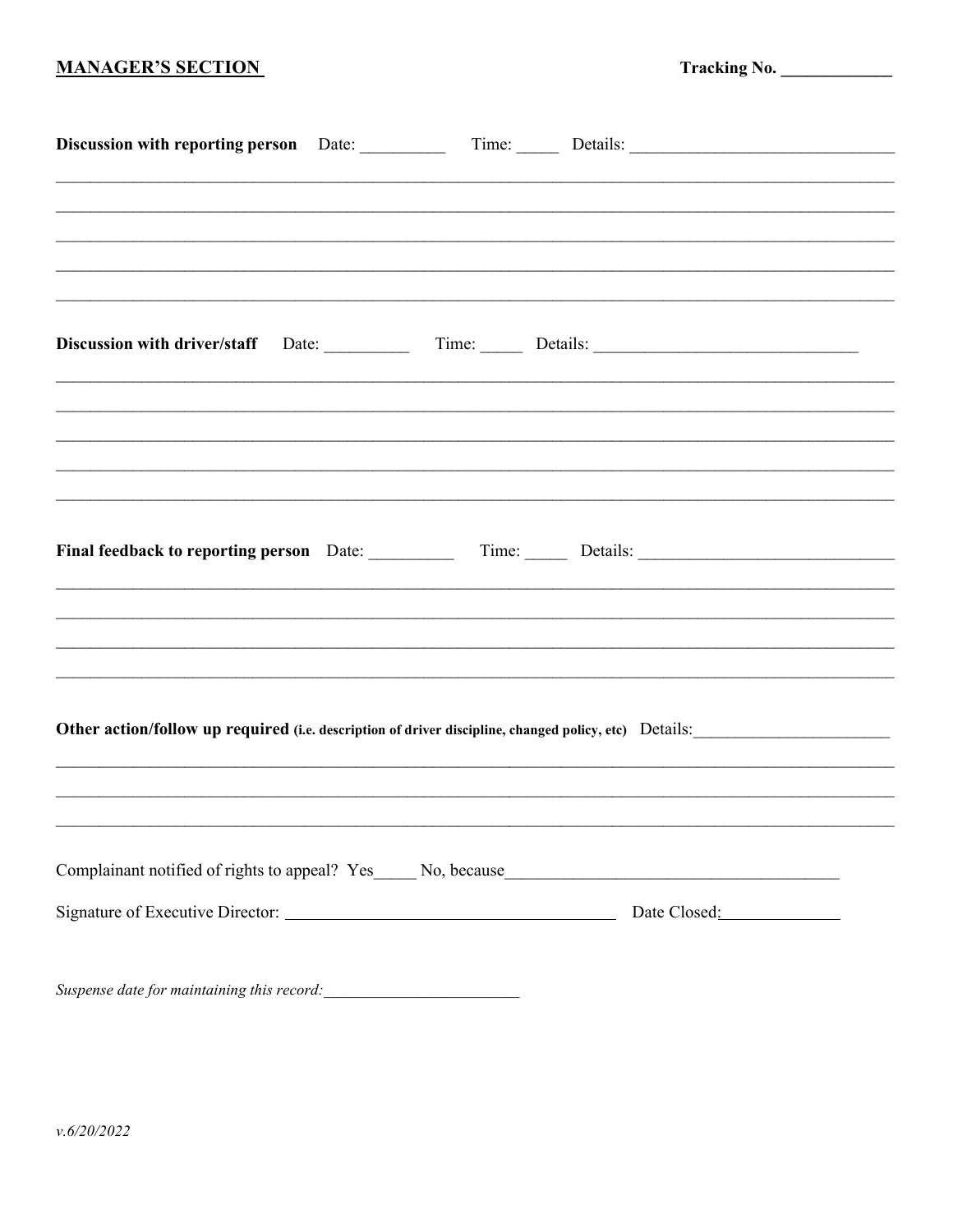**MANAGER'S SECTION** **Tracking No. ____________**

**Discussion with reporting person** Date: _________ Time: _____ Details: ______________________________

_____________________________________________________________________________________________

_____________________________________________________________________________________________

_____________________________________________________________________________________________

_____________________________________________________________________________________________

_____________________________________________________________________________________________

**Discussion with driver/staff** Date: _________ Time: _____ Details: ______________________________

_____________________________________________________________________________________________

_____________________________________________________________________________________________

_____________________________________________________________________________________________

_____________________________________________________________________________________________

_____________________________________________________________________________________________

**Final feedback to reporting person** Date: _________ Time: _____ Details: ______________________________

_____________________________________________________________________________________________

_____________________________________________________________________________________________

_____________________________________________________________________________________________

_____________________________________________________________________________________________

**Other action/follow up required** **(i.e. description of driver discipline, changed policy, etc)** Details:_______________________

_____________________________________________________________________________________________

_____________________________________________________________________________________________

_____________________________________________________________________________________________

Complainant notified of rights to appeal? Yes_____ No, because________________________________________

Signature of Executive Director: ______________________________________ Date Closed:______________

*Suspense date for maintaining this record:*________________________

*v.6/20/2022*